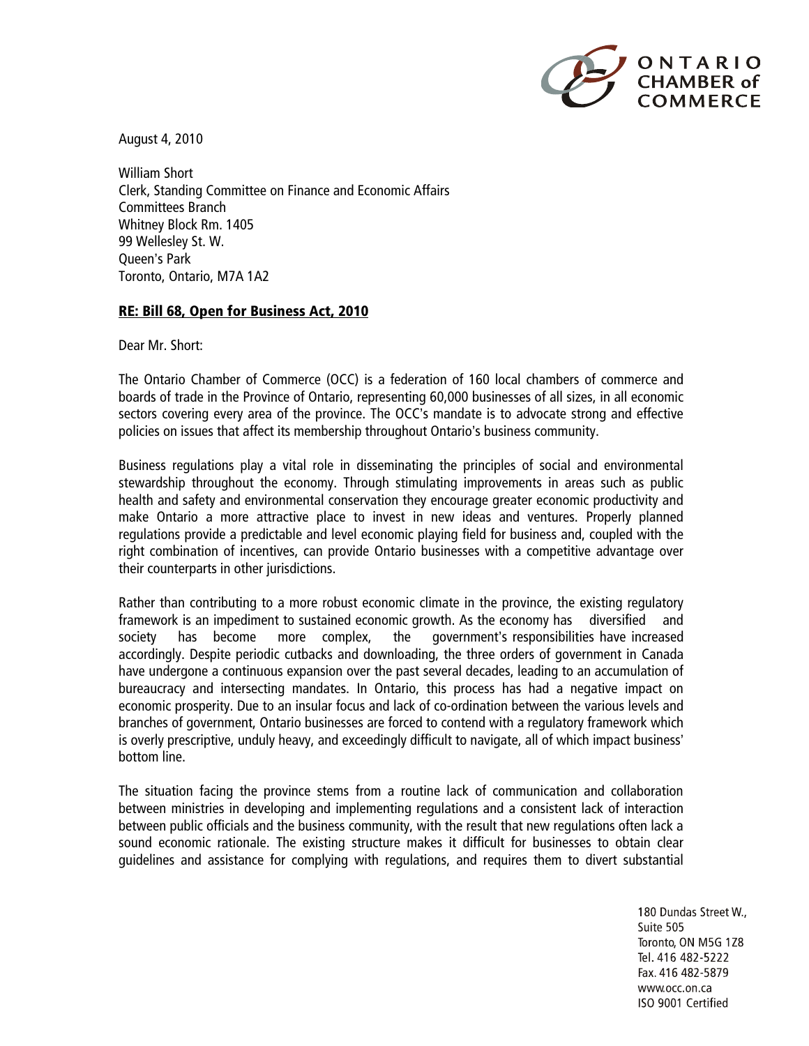ONTARIO CHAMBER of COMMERCE

August 4, 2010

William Short
Clerk, Standing Committee on Finance and Economic Affairs
Committees Branch
Whitney Block Rm. 1405
99 Wellesley St. W.
Queen's Park
Toronto, Ontario, M7A 1A2

**RE: Bill 68, Open for Business Act, 2010**

Dear Mr. Short:

The Ontario Chamber of Commerce (OCC) is a federation of 160 local chambers of commerce and boards of trade in the Province of Ontario, representing 60,000 businesses of all sizes, in all economic sectors covering every area of the province. The OCC's mandate is to advocate strong and effective policies on issues that affect its membership throughout Ontario's business community.

Business regulations play a vital role in disseminating the principles of social and environmental stewardship throughout the economy. Through stimulating improvements in areas such as public health and safety and environmental conservation they encourage greater economic productivity and make Ontario a more attractive place to invest in new ideas and ventures. Properly planned regulations provide a predictable and level economic playing field for business and, coupled with the right combination of incentives, can provide Ontario businesses with a competitive advantage over their counterparts in other jurisdictions.

Rather than contributing to a more robust economic climate in the province, the existing regulatory framework is an impediment to sustained economic growth. As the economy has diversified and society has become more complex, the government's responsibilities have increased accordingly. Despite periodic cutbacks and downloading, the three orders of government in Canada have undergone a continuous expansion over the past several decades, leading to an accumulation of bureaucracy and intersecting mandates. In Ontario, this process has had a negative impact on economic prosperity. Due to an insular focus and lack of co-ordination between the various levels and branches of government, Ontario businesses are forced to contend with a regulatory framework which is overly prescriptive, unduly heavy, and exceedingly difficult to navigate, all of which impact business' bottom line.

The situation facing the province stems from a routine lack of communication and collaboration between ministries in developing and implementing regulations and a consistent lack of interaction between public officials and the business community, with the result that new regulations often lack a sound economic rationale. The existing structure makes it difficult for businesses to obtain clear guidelines and assistance for complying with regulations, and requires them to divert substantial

180 Dundas Street W.,
Suite 505
Toronto, ON M5G 1Z8
Tel. 416 482-5222
Fax. 416 482-5879
www.occ.on.ca
ISO 9001 Certified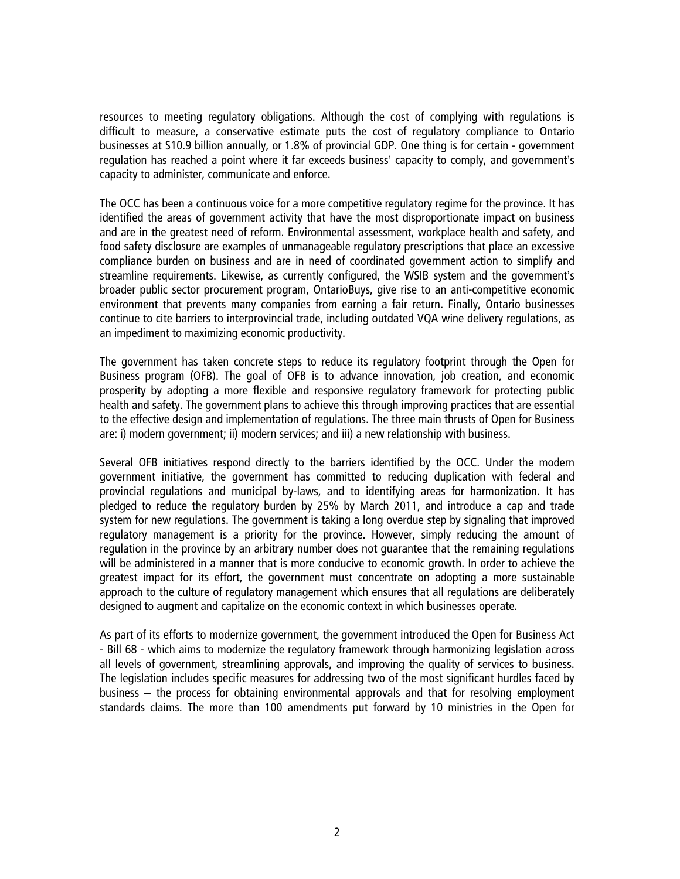resources to meeting regulatory obligations. Although the cost of complying with regulations is difficult to measure, a conservative estimate puts the cost of regulatory compliance to Ontario businesses at $10.9 billion annually, or 1.8% of provincial GDP. One thing is for certain - government regulation has reached a point where it far exceeds business' capacity to comply, and government's capacity to administer, communicate and enforce.

The OCC has been a continuous voice for a more competitive regulatory regime for the province. It has identified the areas of government activity that have the most disproportionate impact on business and are in the greatest need of reform. Environmental assessment, workplace health and safety, and food safety disclosure are examples of unmanageable regulatory prescriptions that place an excessive compliance burden on business and are in need of coordinated government action to simplify and streamline requirements. Likewise, as currently configured, the WSIB system and the government's broader public sector procurement program, OntarioBuys, give rise to an anti-competitive economic environment that prevents many companies from earning a fair return. Finally, Ontario businesses continue to cite barriers to interprovincial trade, including outdated VQA wine delivery regulations, as an impediment to maximizing economic productivity.

The government has taken concrete steps to reduce its regulatory footprint through the Open for Business program (OFB). The goal of OFB is to advance innovation, job creation, and economic prosperity by adopting a more flexible and responsive regulatory framework for protecting public health and safety. The government plans to achieve this through improving practices that are essential to the effective design and implementation of regulations. The three main thrusts of Open for Business are: i) modern government; ii) modern services; and iii) a new relationship with business.

Several OFB initiatives respond directly to the barriers identified by the OCC. Under the modern government initiative, the government has committed to reducing duplication with federal and provincial regulations and municipal by-laws, and to identifying areas for harmonization. It has pledged to reduce the regulatory burden by 25% by March 2011, and introduce a cap and trade system for new regulations. The government is taking a long overdue step by signaling that improved regulatory management is a priority for the province. However, simply reducing the amount of regulation in the province by an arbitrary number does not guarantee that the remaining regulations will be administered in a manner that is more conducive to economic growth. In order to achieve the greatest impact for its effort, the government must concentrate on adopting a more sustainable approach to the culture of regulatory management which ensures that all regulations are deliberately designed to augment and capitalize on the economic context in which businesses operate.

As part of its efforts to modernize government, the government introduced the Open for Business Act - Bill 68 - which aims to modernize the regulatory framework through harmonizing legislation across all levels of government, streamlining approvals, and improving the quality of services to business. The legislation includes specific measures for addressing two of the most significant hurdles faced by business – the process for obtaining environmental approvals and that for resolving employment standards claims. The more than 100 amendments put forward by 10 ministries in the Open for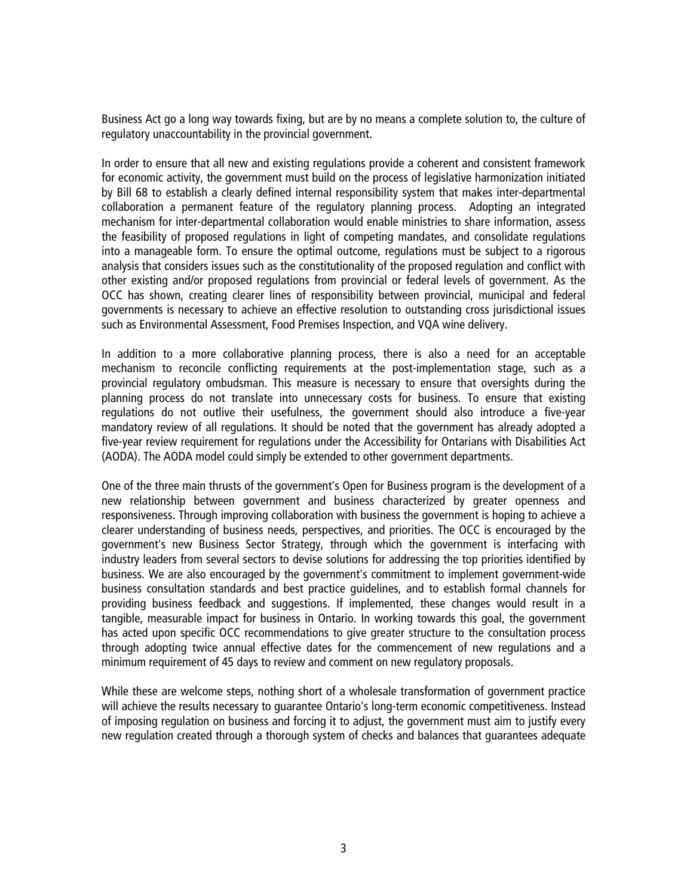Business Act go a long way towards fixing, but are by no means a complete solution to, the culture of regulatory unaccountability in the provincial government.

In order to ensure that all new and existing regulations provide a coherent and consistent framework for economic activity, the government must build on the process of legislative harmonization initiated by Bill 68 to establish a clearly defined internal responsibility system that makes inter-departmental collaboration a permanent feature of the regulatory planning process. Adopting an integrated mechanism for inter-departmental collaboration would enable ministries to share information, assess the feasibility of proposed regulations in light of competing mandates, and consolidate regulations into a manageable form. To ensure the optimal outcome, regulations must be subject to a rigorous analysis that considers issues such as the constitutionality of the proposed regulation and conflict with other existing and/or proposed regulations from provincial or federal levels of government. As the OCC has shown, creating clearer lines of responsibility between provincial, municipal and federal governments is necessary to achieve an effective resolution to outstanding cross jurisdictional issues such as Environmental Assessment, Food Premises Inspection, and VQA wine delivery.

In addition to a more collaborative planning process, there is also a need for an acceptable mechanism to reconcile conflicting requirements at the post-implementation stage, such as a provincial regulatory ombudsman. This measure is necessary to ensure that oversights during the planning process do not translate into unnecessary costs for business. To ensure that existing regulations do not outlive their usefulness, the government should also introduce a five-year mandatory review of all regulations. It should be noted that the government has already adopted a five-year review requirement for regulations under the Accessibility for Ontarians with Disabilities Act (AODA). The AODA model could simply be extended to other government departments.

One of the three main thrusts of the government's Open for Business program is the development of a new relationship between government and business characterized by greater openness and responsiveness. Through improving collaboration with business the government is hoping to achieve a clearer understanding of business needs, perspectives, and priorities. The OCC is encouraged by the government's new Business Sector Strategy, through which the government is interfacing with industry leaders from several sectors to devise solutions for addressing the top priorities identified by business. We are also encouraged by the government's commitment to implement government-wide business consultation standards and best practice guidelines, and to establish formal channels for providing business feedback and suggestions. If implemented, these changes would result in a tangible, measurable impact for business in Ontario. In working towards this goal, the government has acted upon specific OCC recommendations to give greater structure to the consultation process through adopting twice annual effective dates for the commencement of new regulations and a minimum requirement of 45 days to review and comment on new regulatory proposals.

While these are welcome steps, nothing short of a wholesale transformation of government practice will achieve the results necessary to guarantee Ontario's long-term economic competitiveness. Instead of imposing regulation on business and forcing it to adjust, the government must aim to justify every new regulation created through a thorough system of checks and balances that guarantees adequate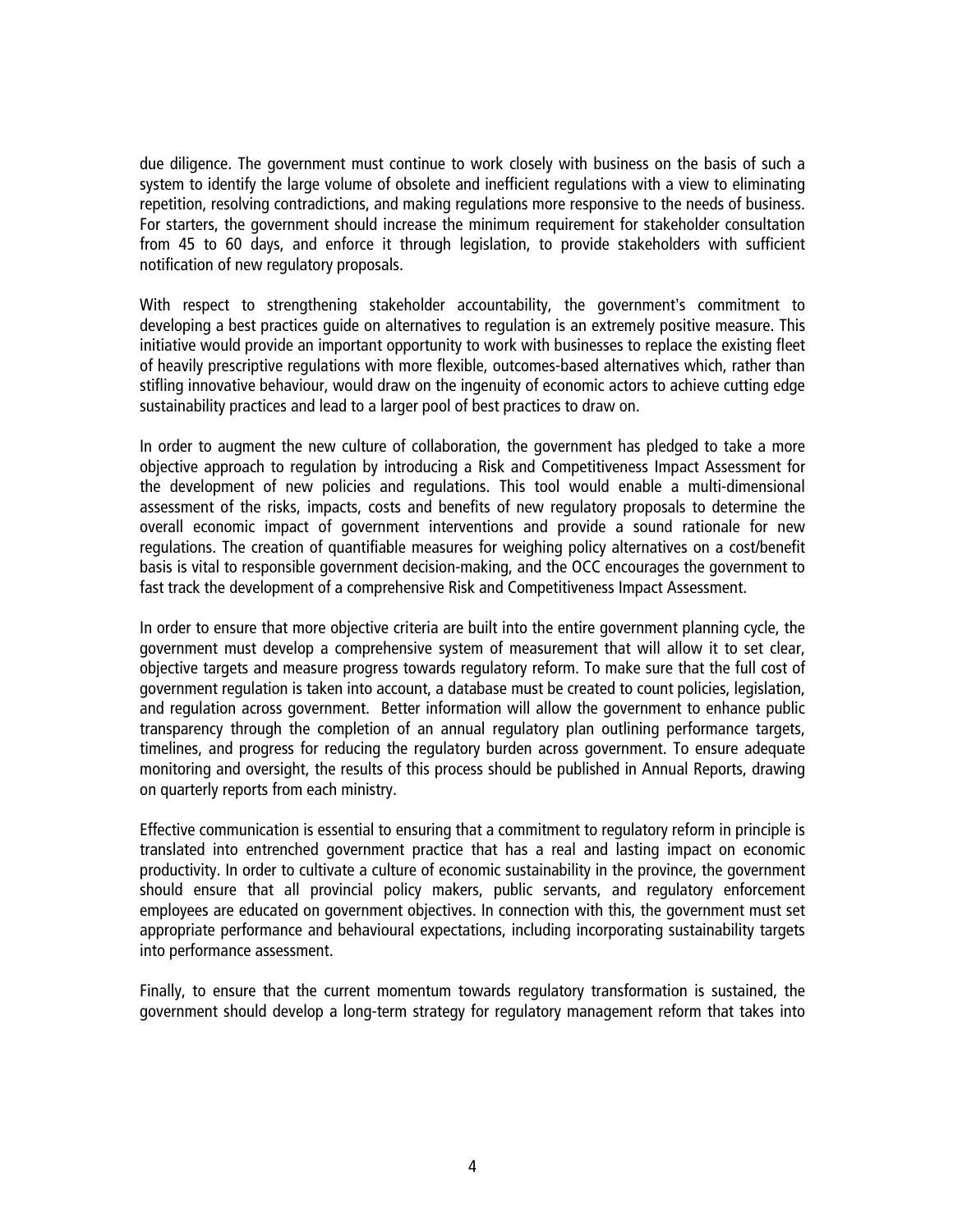due diligence. The government must continue to work closely with business on the basis of such a system to identify the large volume of obsolete and inefficient regulations with a view to eliminating repetition, resolving contradictions, and making regulations more responsive to the needs of business. For starters, the government should increase the minimum requirement for stakeholder consultation from 45 to 60 days, and enforce it through legislation, to provide stakeholders with sufficient notification of new regulatory proposals.

With respect to strengthening stakeholder accountability, the government's commitment to developing a best practices guide on alternatives to regulation is an extremely positive measure. This initiative would provide an important opportunity to work with businesses to replace the existing fleet of heavily prescriptive regulations with more flexible, outcomes-based alternatives which, rather than stifling innovative behaviour, would draw on the ingenuity of economic actors to achieve cutting edge sustainability practices and lead to a larger pool of best practices to draw on.

In order to augment the new culture of collaboration, the government has pledged to take a more objective approach to regulation by introducing a Risk and Competitiveness Impact Assessment for the development of new policies and regulations. This tool would enable a multi-dimensional assessment of the risks, impacts, costs and benefits of new regulatory proposals to determine the overall economic impact of government interventions and provide a sound rationale for new regulations. The creation of quantifiable measures for weighing policy alternatives on a cost/benefit basis is vital to responsible government decision-making, and the OCC encourages the government to fast track the development of a comprehensive Risk and Competitiveness Impact Assessment.

In order to ensure that more objective criteria are built into the entire government planning cycle, the government must develop a comprehensive system of measurement that will allow it to set clear, objective targets and measure progress towards regulatory reform. To make sure that the full cost of government regulation is taken into account, a database must be created to count policies, legislation, and regulation across government. Better information will allow the government to enhance public transparency through the completion of an annual regulatory plan outlining performance targets, timelines, and progress for reducing the regulatory burden across government. To ensure adequate monitoring and oversight, the results of this process should be published in Annual Reports, drawing on quarterly reports from each ministry.

Effective communication is essential to ensuring that a commitment to regulatory reform in principle is translated into entrenched government practice that has a real and lasting impact on economic productivity. In order to cultivate a culture of economic sustainability in the province, the government should ensure that all provincial policy makers, public servants, and regulatory enforcement employees are educated on government objectives. In connection with this, the government must set appropriate performance and behavioural expectations, including incorporating sustainability targets into performance assessment.

Finally, to ensure that the current momentum towards regulatory transformation is sustained, the government should develop a long-term strategy for regulatory management reform that takes into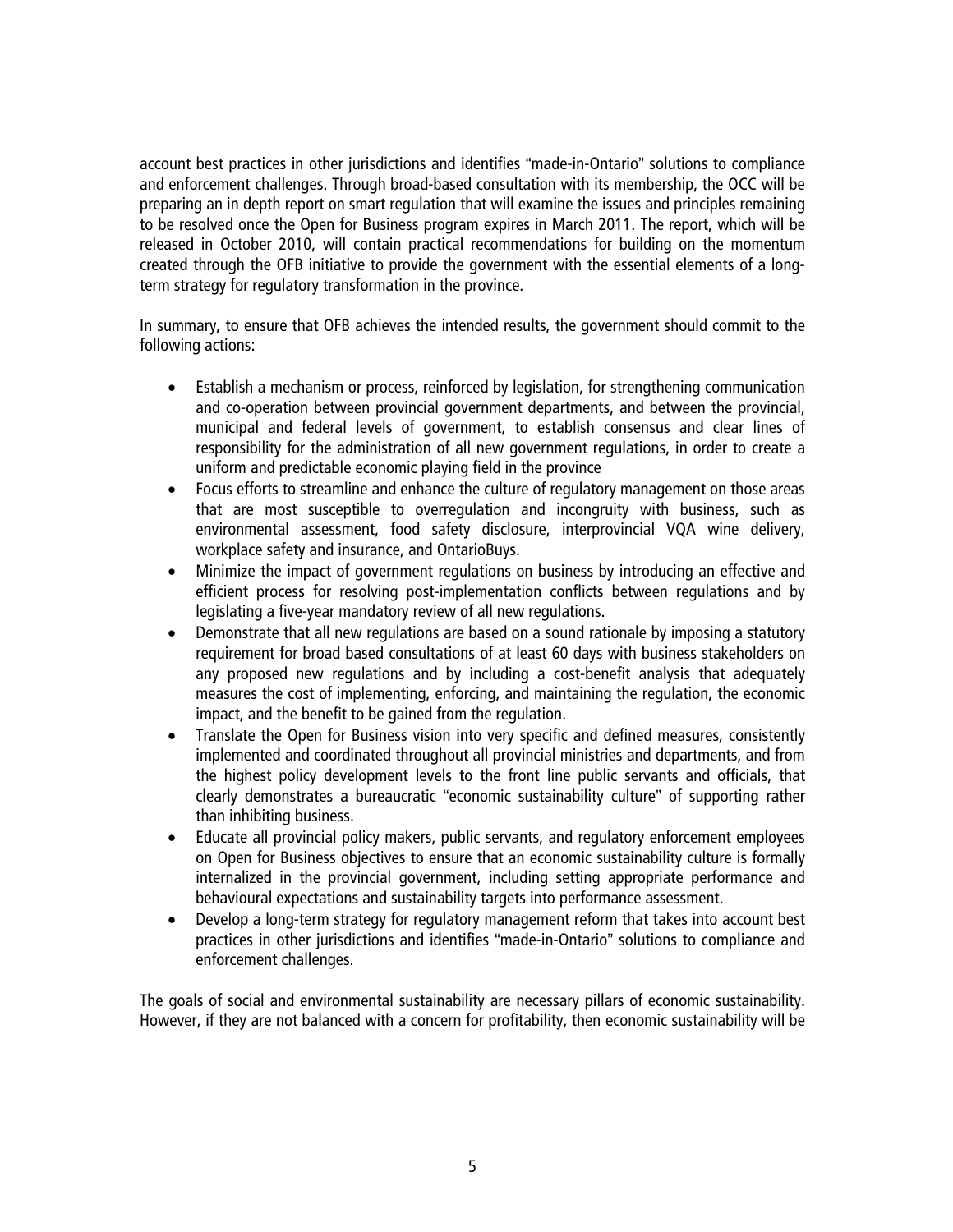account best practices in other jurisdictions and identifies "made-in-Ontario" solutions to compliance and enforcement challenges. Through broad-based consultation with its membership, the OCC will be preparing an in depth report on smart regulation that will examine the issues and principles remaining to be resolved once the Open for Business program expires in March 2011. The report, which will be released in October 2010, will contain practical recommendations for building on the momentum created through the OFB initiative to provide the government with the essential elements of a long-term strategy for regulatory transformation in the province.

In summary, to ensure that OFB achieves the intended results, the government should commit to the following actions:

- Establish a mechanism or process, reinforced by legislation, for strengthening communication and co-operation between provincial government departments, and between the provincial, municipal and federal levels of government, to establish consensus and clear lines of responsibility for the administration of all new government regulations, in order to create a uniform and predictable economic playing field in the province
- Focus efforts to streamline and enhance the culture of regulatory management on those areas that are most susceptible to overregulation and incongruity with business, such as environmental assessment, food safety disclosure, interprovincial VQA wine delivery, workplace safety and insurance, and OntarioBuys.
- Minimize the impact of government regulations on business by introducing an effective and efficient process for resolving post-implementation conflicts between regulations and by legislating a five-year mandatory review of all new regulations.
- Demonstrate that all new regulations are based on a sound rationale by imposing a statutory requirement for broad based consultations of at least 60 days with business stakeholders on any proposed new regulations and by including a cost-benefit analysis that adequately measures the cost of implementing, enforcing, and maintaining the regulation, the economic impact, and the benefit to be gained from the regulation.
- Translate the Open for Business vision into very specific and defined measures, consistently implemented and coordinated throughout all provincial ministries and departments, and from the highest policy development levels to the front line public servants and officials, that clearly demonstrates a bureaucratic "economic sustainability culture" of supporting rather than inhibiting business.
- Educate all provincial policy makers, public servants, and regulatory enforcement employees on Open for Business objectives to ensure that an economic sustainability culture is formally internalized in the provincial government, including setting appropriate performance and behavioural expectations and sustainability targets into performance assessment.
- Develop a long-term strategy for regulatory management reform that takes into account best practices in other jurisdictions and identifies "made-in-Ontario" solutions to compliance and enforcement challenges.

The goals of social and environmental sustainability are necessary pillars of economic sustainability. However, if they are not balanced with a concern for profitability, then economic sustainability will be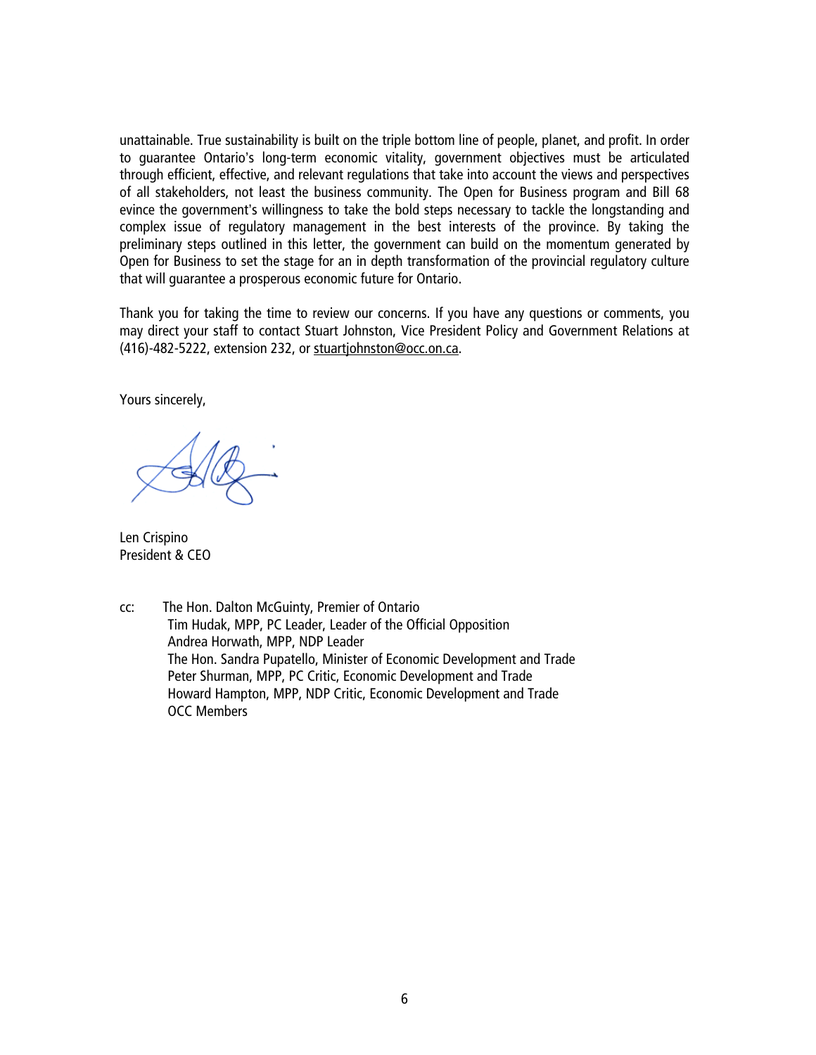unattainable. True sustainability is built on the triple bottom line of people, planet, and profit. In order to guarantee Ontario's long-term economic vitality, government objectives must be articulated through efficient, effective, and relevant regulations that take into account the views and perspectives of all stakeholders, not least the business community. The Open for Business program and Bill 68 evince the government's willingness to take the bold steps necessary to tackle the longstanding and complex issue of regulatory management in the best interests of the province. By taking the preliminary steps outlined in this letter, the government can build on the momentum generated by Open for Business to set the stage for an in depth transformation of the provincial regulatory culture that will guarantee a prosperous economic future for Ontario.

Thank you for taking the time to review our concerns. If you have any questions or comments, you may direct your staff to contact Stuart Johnston, Vice President Policy and Government Relations at (416)-482-5222, extension 232, or stuartjohnston@occ.on.ca.

Yours sincerely,

Len Crispino
President & CEO

cc: The Hon. Dalton McGuinty, Premier of Ontario
Tim Hudak, MPP, PC Leader, Leader of the Official Opposition
Andrea Horwath, MPP, NDP Leader
The Hon. Sandra Pupatello, Minister of Economic Development and Trade
Peter Shurman, MPP, PC Critic, Economic Development and Trade
Howard Hampton, MPP, NDP Critic, Economic Development and Trade
OCC Members